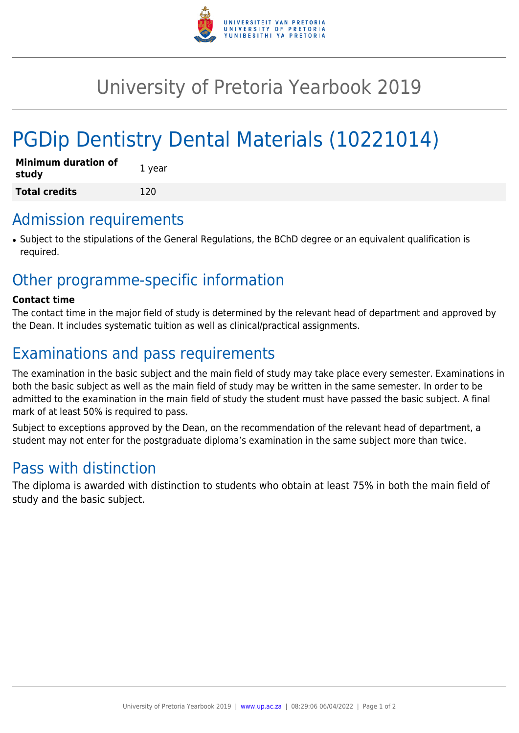# University of Pretoria Yearbook 2019

## PGDip Dentistry Dental Materials (10221014)

| **Minimum duration of study** | 1 year |
| --- | --- |
| **Total credits** | 120 |

## Admission requirements

- Subject to the stipulations of the General Regulations, the BChD degree or an equivalent qualification is required.

## Other programme-specific information

**Contact time**

The contact time in the major field of study is determined by the relevant head of department and approved by the Dean. It includes systematic tuition as well as clinical/practical assignments.

## Examinations and pass requirements

The examination in the basic subject and the main field of study may take place every semester. Examinations in both the basic subject as well as the main field of study may be written in the same semester. In order to be admitted to the examination in the main field of study the student must have passed the basic subject. A final mark of at least 50% is required to pass.

Subject to exceptions approved by the Dean, on the recommendation of the relevant head of department, a student may not enter for the postgraduate diploma's examination in the same subject more than twice.

## Pass with distinction

The diploma is awarded with distinction to students who obtain at least 75% in both the main field of study and the basic subject.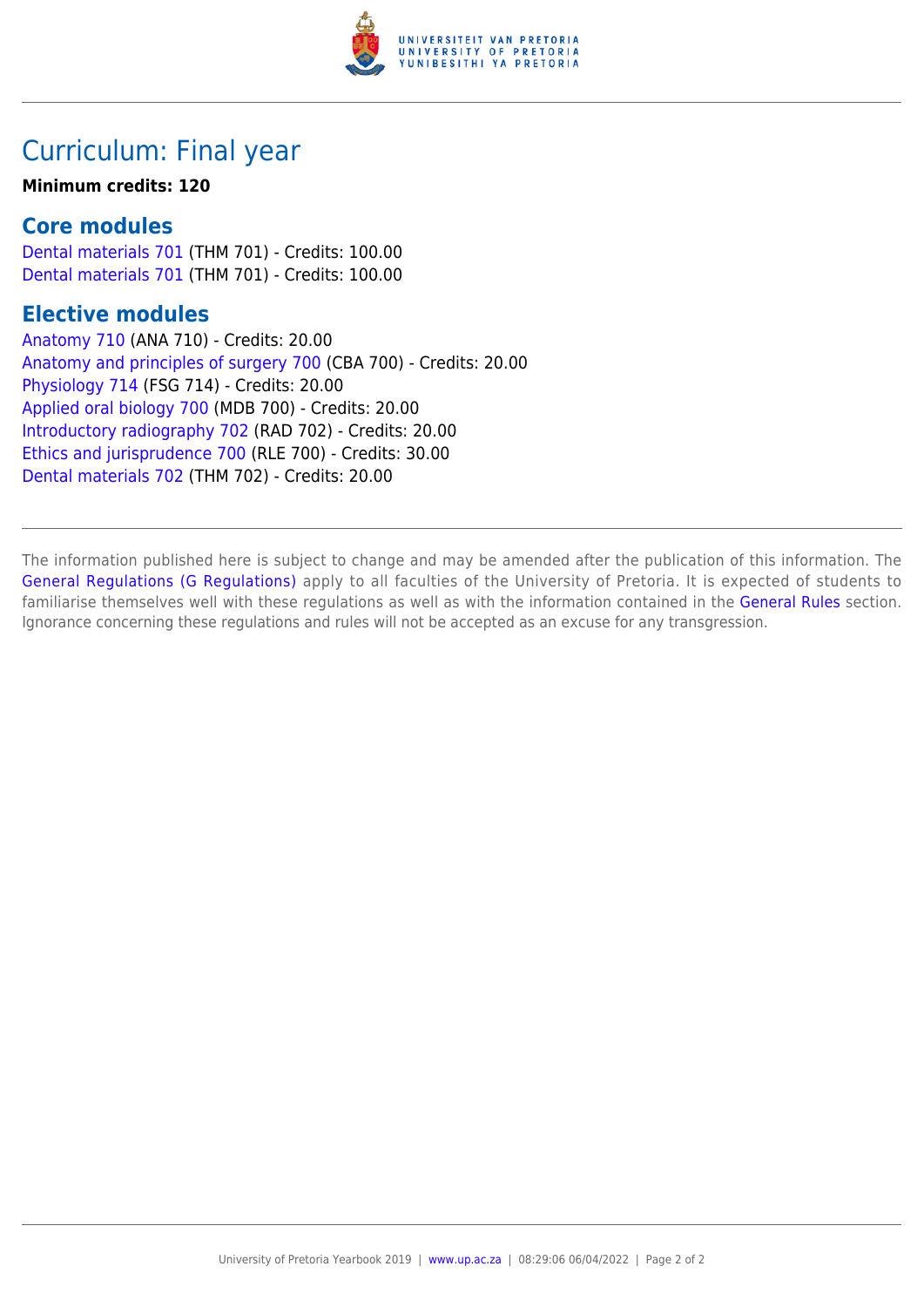# Curriculum: Final year

**Minimum credits: 120**

## Core modules

Dental materials 701 (THM 701) - Credits: 100.00
Dental materials 701 (THM 701) - Credits: 100.00

## Elective modules

Anatomy 710 (ANA 710) - Credits: 20.00
Anatomy and principles of surgery 700 (CBA 700) - Credits: 20.00
Physiology 714 (FSG 714) - Credits: 20.00
Applied oral biology 700 (MDB 700) - Credits: 20.00
Introductory radiography 702 (RAD 702) - Credits: 20.00
Ethics and jurisprudence 700 (RLE 700) - Credits: 30.00
Dental materials 702 (THM 702) - Credits: 20.00

The information published here is subject to change and may be amended after the publication of this information. The General Regulations (G Regulations) apply to all faculties of the University of Pretoria. It is expected of students to familiarise themselves well with these regulations as well as with the information contained in the General Rules section. Ignorance concerning these regulations and rules will not be accepted as an excuse for any transgression.